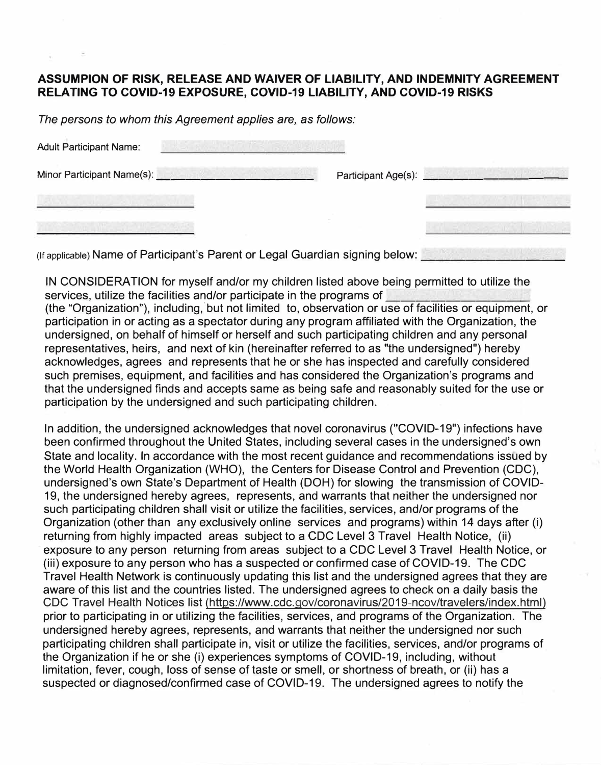**ASSUMPION OF RISK, RELEASE AND WAIVER OF LIABILITY, AND INDEMNITY AGREEMENT RELATING TO COVID-19 EXPOSURE, COVID-19 LIABILITY, AND COVID-19 RISKS**

*The persons to whom this Agreement applies are, as follows:*

Adult Participant Name: ______________________________

Minor Participant Name(s): ______________________________ Participant Age(s): ______________________________

______________________________ ______________________________

______________________________ ______________________________

(If applicable) Name of Participant's Parent or Legal Guardian signing below: ______________________________

IN CONSIDERATION for myself and/or my children listed above being permitted to utilize the services, utilize the facilities and/or participate in the programs of ______________________________ (the "Organization"), including, but not limited to, observation or use of facilities or equipment, or participation in or acting as a spectator during any program affiliated with the Organization, the undersigned, on behalf of himself or herself and such participating children and any personal representatives, heirs, and next of kin (hereinafter referred to as "the undersigned") hereby acknowledges, agrees and represents that he or she has inspected and carefully considered such premises, equipment, and facilities and has considered the Organization's programs and that the undersigned finds and accepts same as being safe and reasonably suited for the use or participation by the undersigned and such participating children.

In addition, the undersigned acknowledges that novel coronavirus ("COVID-19") infections have been confirmed throughout the United States, including several cases in the undersigned's own State and locality. In accordance with the most recent guidance and recommendations issued by the World Health Organization (WHO), the Centers for Disease Control and Prevention (CDC), undersigned's own State's Department of Health (DOH) for slowing the transmission of COVID-19, the undersigned hereby agrees, represents, and warrants that neither the undersigned nor such participating children shall visit or utilize the facilities, services, and/or programs of the Organization (other than any exclusively online services and programs) within 14 days after (i) returning from highly impacted areas subject to a CDC Level 3 Travel Health Notice, (ii) exposure to any person returning from areas subject to a CDC Level 3 Travel Health Notice, or (iii) exposure to any person who has a suspected or confirmed case of COVID-19. The CDC Travel Health Network is continuously updating this list and the undersigned agrees that they are aware of this list and the countries listed. The undersigned agrees to check on a daily basis the CDC Travel Health Notices list (https://www.cdc.gov/coronavirus/2019-ncov/travelers/index.html) prior to participating in or utilizing the facilities, services, and programs of the Organization. The undersigned hereby agrees, represents, and warrants that neither the undersigned nor such participating children shall participate in, visit or utilize the facilities, services, and/or programs of the Organization if he or she (i) experiences symptoms of COVID-19, including, without limitation, fever, cough, loss of sense of taste or smell, or shortness of breath, or (ii) has a suspected or diagnosed/confirmed case of COVID-19. The undersigned agrees to notify the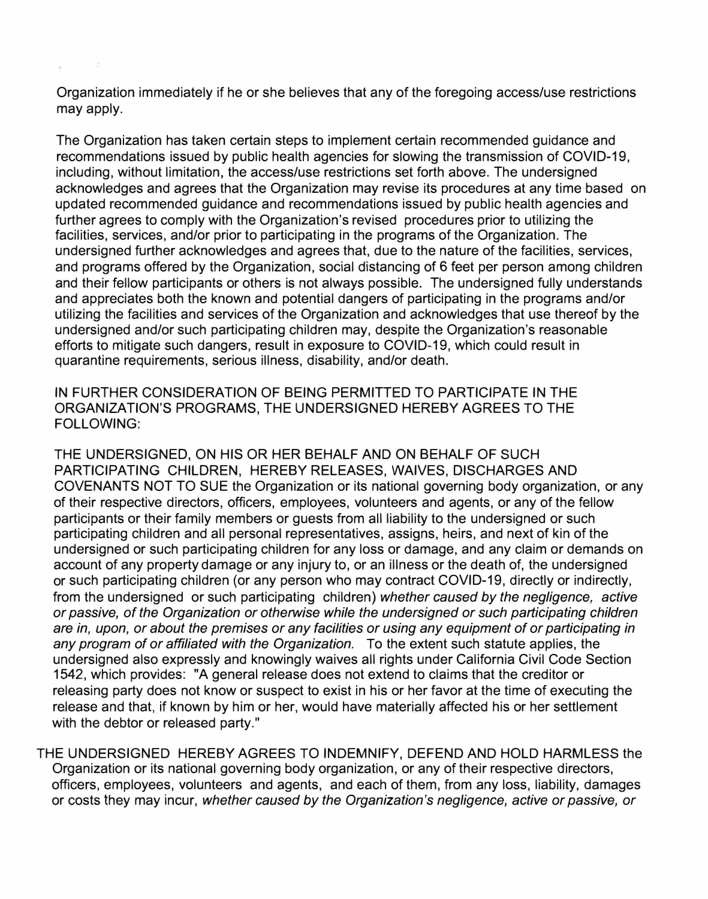Organization immediately if he or she believes that any of the foregoing access/use restrictions may apply.

The Organization has taken certain steps to implement certain recommended guidance and recommendations issued by public health agencies for slowing the transmission of COVID-19, including, without limitation, the access/use restrictions set forth above. The undersigned acknowledges and agrees that the Organization may revise its procedures at any time based on updated recommended guidance and recommendations issued by public health agencies and further agrees to comply with the Organization's revised procedures prior to utilizing the facilities, services, and/or prior to participating in the programs of the Organization. The undersigned further acknowledges and agrees that, due to the nature of the facilities, services, and programs offered by the Organization, social distancing of 6 feet per person among children and their fellow participants or others is not always possible. The undersigned fully understands and appreciates both the known and potential dangers of participating in the programs and/or utilizing the facilities and services of the Organization and acknowledges that use thereof by the undersigned and/or such participating children may, despite the Organization's reasonable efforts to mitigate such dangers, result in exposure to COVID-19, which could result in quarantine requirements, serious illness, disability, and/or death.

IN FURTHER CONSIDERATION OF BEING PERMITTED TO PARTICIPATE IN THE ORGANIZATION'S PROGRAMS, THE UNDERSIGNED HEREBY AGREES TO THE FOLLOWING:

THE UNDERSIGNED, ON HIS OR HER BEHALF AND ON BEHALF OF SUCH PARTICIPATING CHILDREN, HEREBY RELEASES, WAIVES, DISCHARGES AND COVENANTS NOT TO SUE the Organization or its national governing body organization, or any of their respective directors, officers, employees, volunteers and agents, or any of the fellow participants or their family members or guests from all liability to the undersigned or such participating children and all personal representatives, assigns, heirs, and next of kin of the undersigned or such participating children for any loss or damage, and any claim or demands on account of any property damage or any injury to, or an illness or the death of, the undersigned or such participating children (or any person who may contract COVID-19, directly or indirectly, from the undersigned or such participating children) *whether caused by the negligence, active or passive, of the Organization or otherwise while the undersigned or such participating children are in, upon, or about the premises or any facilities or using any equipment of or participating in any program of or affiliated with the Organization.* To the extent such statute applies, the undersigned also expressly and knowingly waives all rights under California Civil Code Section 1542, which provides: "A general release does not extend to claims that the creditor or releasing party does not know or suspect to exist in his or her favor at the time of executing the release and that, if known by him or her, would have materially affected his or her settlement with the debtor or released party."

THE UNDERSIGNED HEREBY AGREES TO INDEMNIFY, DEFEND AND HOLD HARMLESS the Organization or its national governing body organization, or any of their respective directors, officers, employees, volunteers and agents, and each of them, from any loss, liability, damages or costs they may incur, *whether caused by the Organization's negligence, active or passive, or*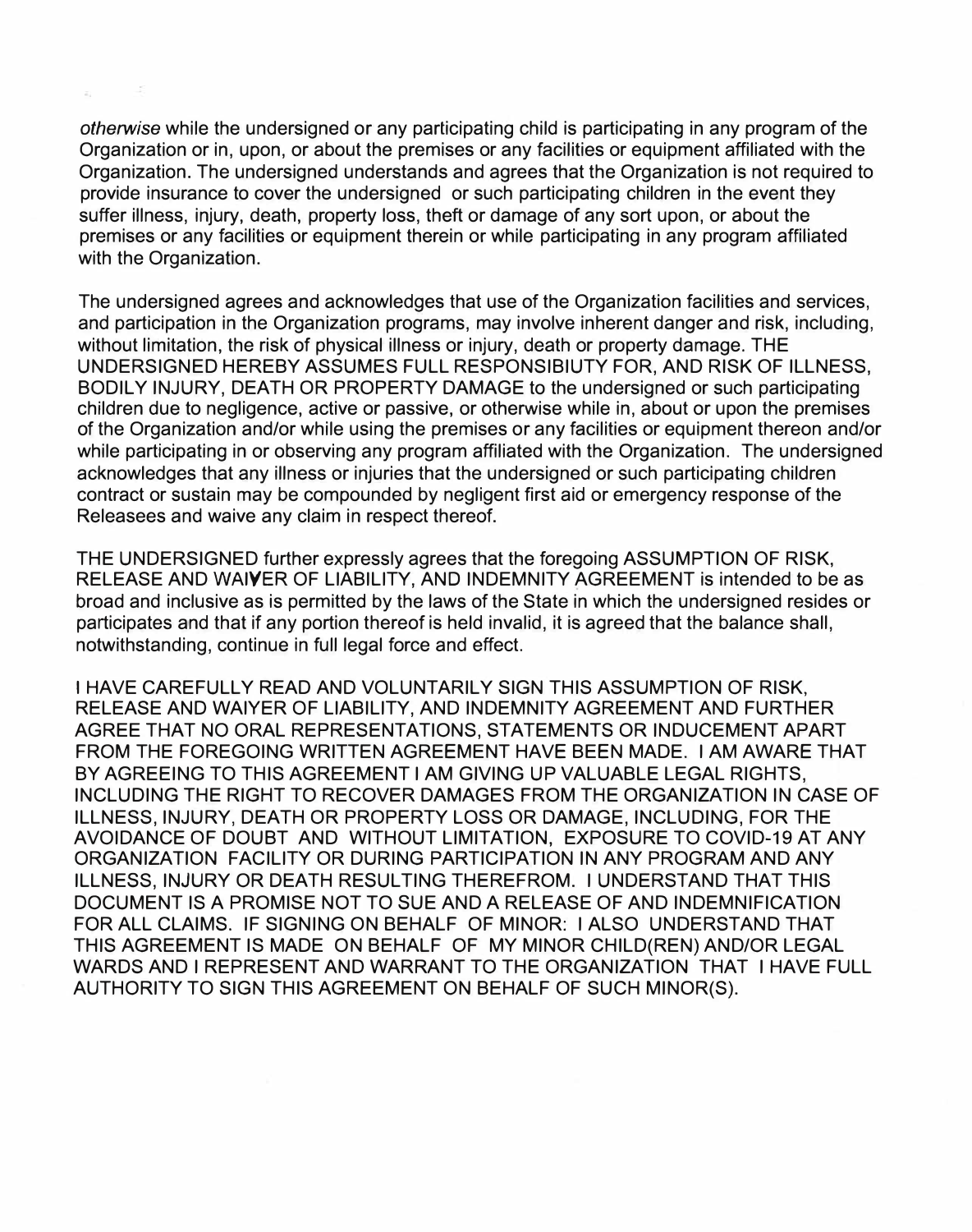*otherwise* while the undersigned or any participating child is participating in any program of the Organization or in, upon, or about the premises or any facilities or equipment affiliated with the Organization. The undersigned understands and agrees that the Organization is not required to provide insurance to cover the undersigned or such participating children in the event they suffer illness, injury, death, property loss, theft or damage of any sort upon, or about the premises or any facilities or equipment therein or while participating in any program affiliated with the Organization.

The undersigned agrees and acknowledges that use of the Organization facilities and services, and participation in the Organization programs, may involve inherent danger and risk, including, without limitation, the risk of physical illness or injury, death or property damage. THE UNDERSIGNED HEREBY ASSUMES FULL RESPONSIBIUTY FOR, AND RISK OF ILLNESS, BODILY INJURY, DEATH OR PROPERTY DAMAGE to the undersigned or such participating children due to negligence, active or passive, or otherwise while in, about or upon the premises of the Organization and/or while using the premises or any facilities or equipment thereon and/or while participating in or observing any program affiliated with the Organization. The undersigned acknowledges that any illness or injuries that the undersigned or such participating children contract or sustain may be compounded by negligent first aid or emergency response of the Releasees and waive any claim in respect thereof.

THE UNDERSIGNED further expressly agrees that the foregoing ASSUMPTION OF RISK, RELEASE AND WAIVER OF LIABILITY, AND INDEMNITY AGREEMENT is intended to be as broad and inclusive as is permitted by the laws of the State in which the undersigned resides or participates and that if any portion thereof is held invalid, it is agreed that the balance shall, notwithstanding, continue in full legal force and effect.

I HAVE CAREFULLY READ AND VOLUNTARILY SIGN THIS ASSUMPTION OF RISK, RELEASE AND WAIYER OF LIABILITY, AND INDEMNITY AGREEMENT AND FURTHER AGREE THAT NO ORAL REPRESENTATIONS, STATEMENTS OR INDUCEMENT APART FROM THE FOREGOING WRITTEN AGREEMENT HAVE BEEN MADE. I AM AWARE THAT BY AGREEING TO THIS AGREEMENT I AM GIVING UP VALUABLE LEGAL RIGHTS, INCLUDING THE RIGHT TO RECOVER DAMAGES FROM THE ORGANIZATION IN CASE OF ILLNESS, INJURY, DEATH OR PROPERTY LOSS OR DAMAGE, INCLUDING, FOR THE AVOIDANCE OF DOUBT AND WITHOUT LIMITATION, EXPOSURE TO COVID-19 AT ANY ORGANIZATION FACILITY OR DURING PARTICIPATION IN ANY PROGRAM AND ANY ILLNESS, INJURY OR DEATH RESULTING THEREFROM. I UNDERSTAND THAT THIS DOCUMENT IS A PROMISE NOT TO SUE AND A RELEASE OF AND INDEMNIFICATION FOR ALL CLAIMS. IF SIGNING ON BEHALF OF MINOR: I ALSO UNDERSTAND THAT THIS AGREEMENT IS MADE ON BEHALF OF MY MINOR CHILD(REN) AND/OR LEGAL WARDS AND I REPRESENT AND WARRANT TO THE ORGANIZATION THAT I HAVE FULL AUTHORITY TO SIGN THIS AGREEMENT ON BEHALF OF SUCH MINOR(S).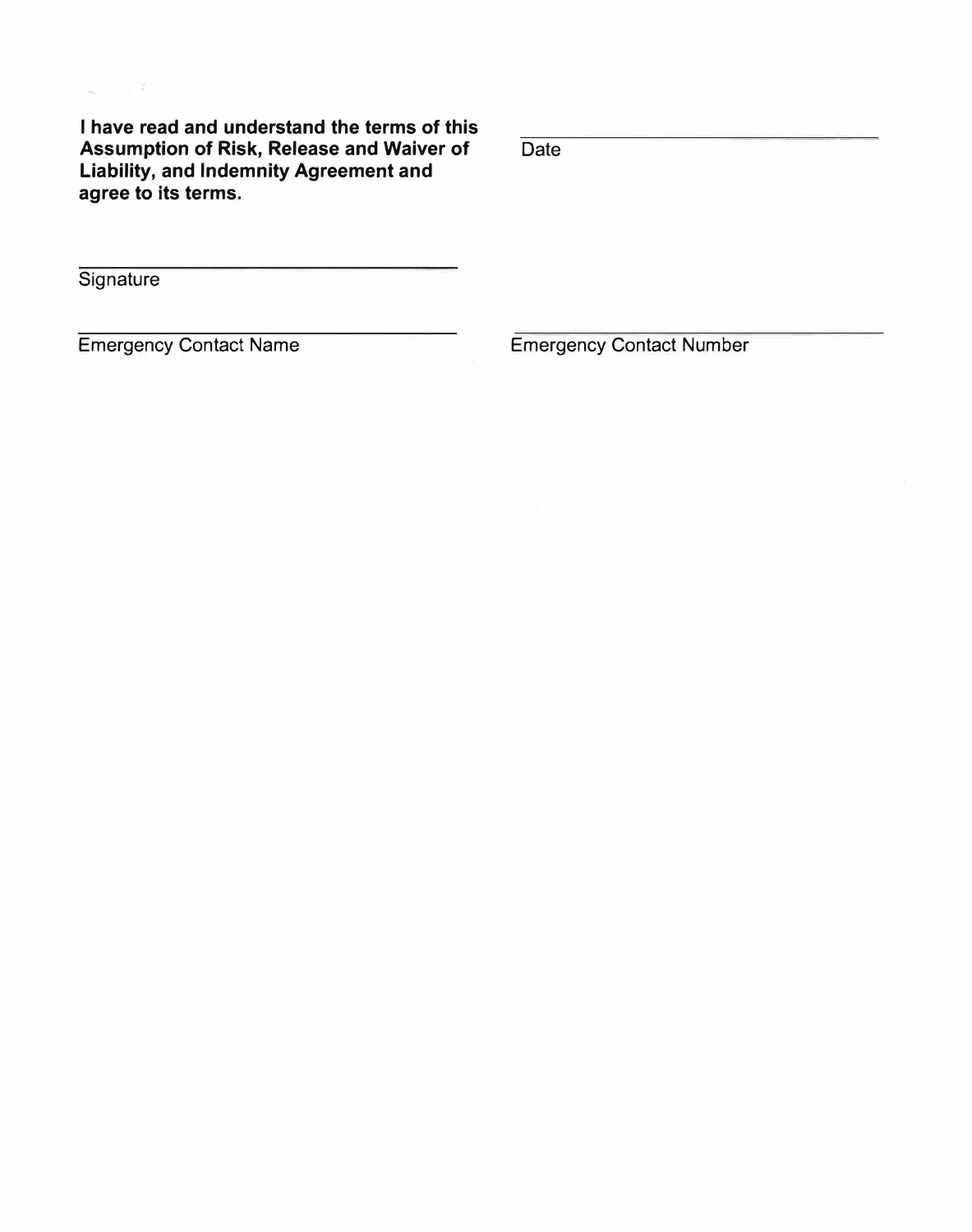**I have read and understand the terms of this Assumption of Risk, Release and Waiver of Liability, and Indemnity Agreement and agree to its terms.**

\_\_\_\_\_\_\_\_\_\_\_\_\_\_\_\_\_\_\_\_\_\_\_\_\_\_\_\_\_\_
Date

\_\_\_\_\_\_\_\_\_\_\_\_\_\_\_\_\_\_\_\_\_\_\_\_\_\_\_\_\_\_
Signature

\_\_\_\_\_\_\_\_\_\_\_\_\_\_\_\_\_\_\_\_\_\_\_\_\_\_\_\_\_\_
Emergency Contact Name

\_\_\_\_\_\_\_\_\_\_\_\_\_\_\_\_\_\_\_\_\_\_\_\_\_\_\_\_\_\_
Emergency Contact Number